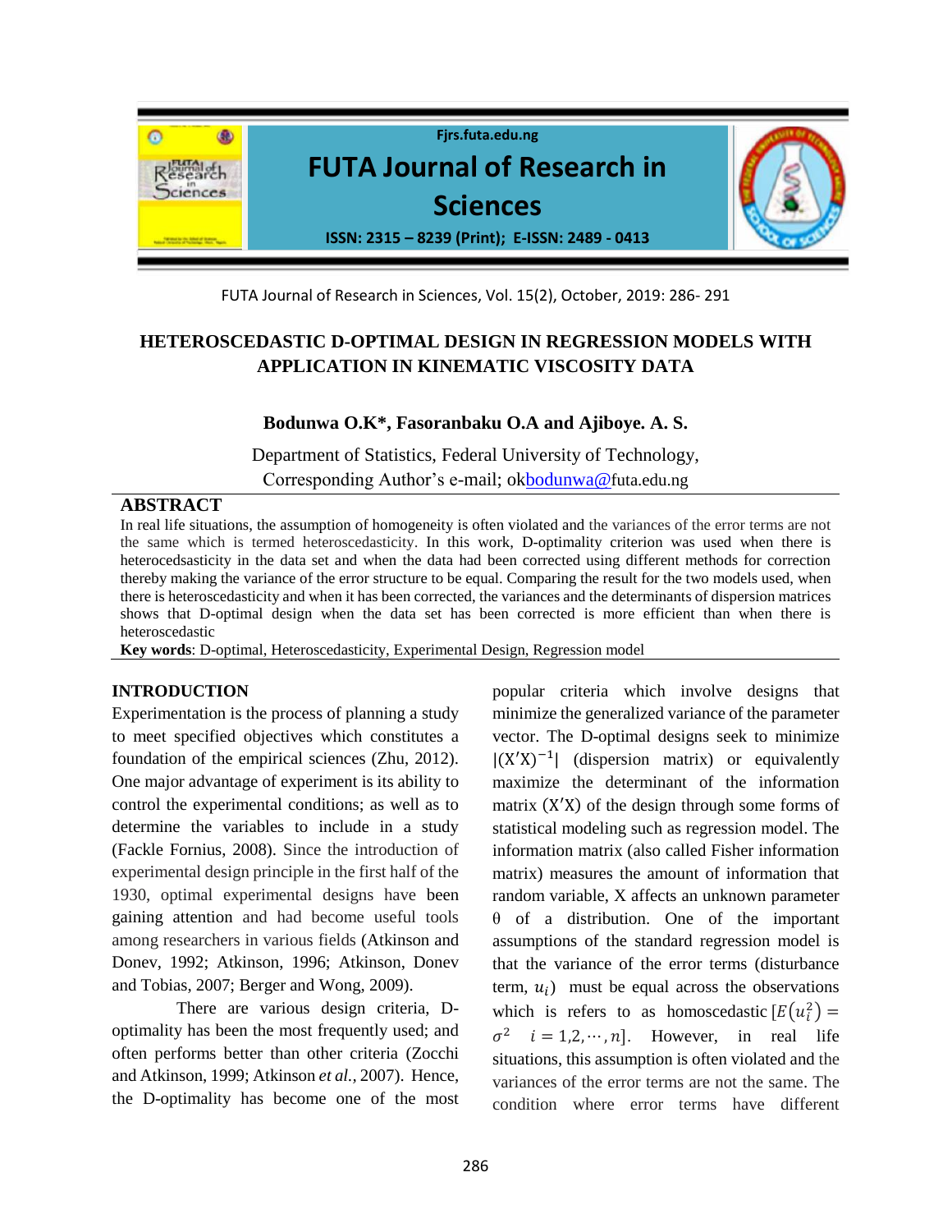# HETEROSCEDASTIC D-OPTIMAL DESIGN IN REGRESSION MODELS WITH APPLICATION IN KINEMATIC VISCOSITY DATA

**Bodunwa O.K*, Fasoranbaku O.A and Ajiboye. A. S.**

Department of Statistics, Federal University of Technology,
Corresponding Author's e-mail; okbodunwa@futa.edu.ng

## ABSTRACT

In real life situations, the assumption of homogeneity is often violated and the variances of the error terms are not the same which is termed heteroscedasticity. In this work, D-optimality criterion was used when there is heterocedsasticity in the data set and when the data had been corrected using different methods for correction thereby making the variance of the error structure to be equal. Comparing the result for the two models used, when there is heteroscedasticity and when it has been corrected, the variances and the determinants of dispersion matrices shows that D-optimal design when the data set has been corrected is more efficient than when there is heteroscedastic

**Key words**: D-optimal, Heteroscedasticity, Experimental Design, Regression model

## INTRODUCTION

Experimentation is the process of planning a study to meet specified objectives which constitutes a foundation of the empirical sciences (Zhu, 2012). One major advantage of experiment is its ability to control the experimental conditions; as well as to determine the variables to include in a study (Fackle Fornius, 2008). Since the introduction of experimental design principle in the first half of the 1930, optimal experimental designs have been gaining attention and had become useful tools among researchers in various fields (Atkinson and Donev, 1992; Atkinson, 1996; Atkinson, Donev and Tobias, 2007; Berger and Wong, 2009).

There are various design criteria, D-optimality has been the most frequently used; and often performs better than other criteria (Zocchi and Atkinson, 1999; Atkinson *et al.*, 2007). Hence, the D-optimality has become one of the most popular criteria which involve designs that minimize the generalized variance of the parameter vector. The D-optimal designs seek to minimize $|(X'X)^{-1}|$ (dispersion matrix) or equivalently maximize the determinant of the information matrix $(X'X)$ of the design through some forms of statistical modeling such as regression model. The information matrix (also called Fisher information matrix) measures the amount of information that random variable, X affects an unknown parameter $\theta$ of a distribution. One of the important assumptions of the standard regression model is that the variance of the error terms (disturbance term, $u_i$) must be equal across the observations which is refers to as homoscedastic $[E(u_i^2) = \sigma^2 \quad i = 1,2,\cdots,n]$. However, in real life situations, this assumption is often violated and the variances of the error terms are not the same. The condition where error terms have different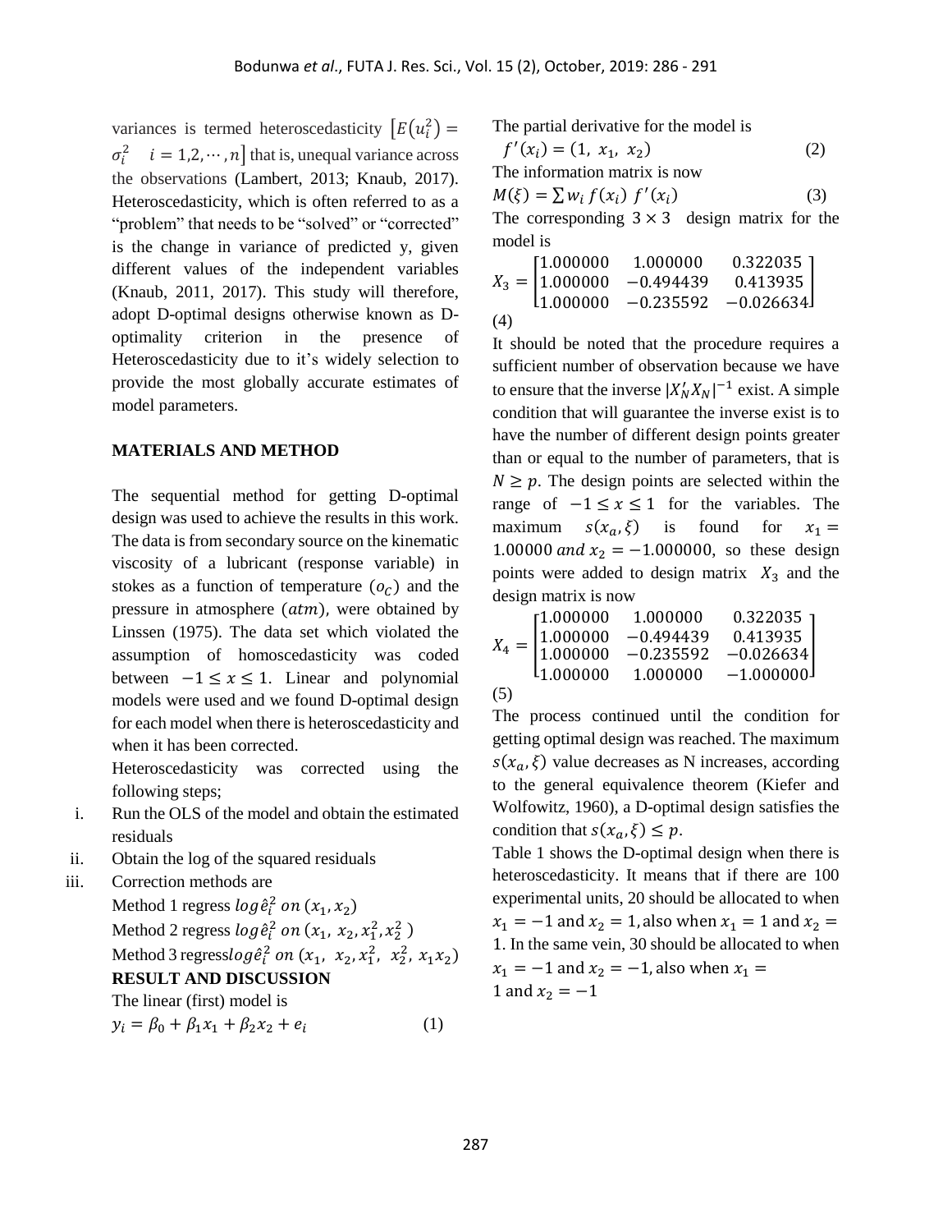variances is termed heteroscedasticity $\left[E(u_i^2) = \sigma_i^2 \quad i = 1,2,\cdots,n\right]$ that is, unequal variance across the observations (Lambert, 2013; Knaub, 2017). Heteroscedasticity, which is often referred to as a "problem" that needs to be "solved" or "corrected" is the change in variance of predicted y, given different values of the independent variables (Knaub, 2011, 2017). This study will therefore, adopt D-optimal designs otherwise known as D-optimality criterion in the presence of Heteroscedasticity due to it's widely selection to provide the most globally accurate estimates of model parameters.

## MATERIALS AND METHOD

The sequential method for getting D-optimal design was used to achieve the results in this work. The data is from secondary source on the kinematic viscosity of a lubricant (response variable) in stokes as a function of temperature ($o_C$) and the pressure in atmosphere ($atm$), were obtained by Linssen (1975). The data set which violated the assumption of homoscedasticity was coded between $-1 \leq x \leq 1$. Linear and polynomial models were used and we found D-optimal design for each model when there is heteroscedasticity and when it has been corrected.

Heteroscedasticity was corrected using the following steps;

i. Run the OLS of the model and obtain the estimated residuals
ii. Obtain the log of the squared residuals
iii. Correction methods are
   Method 1 regress $log\hat{e}_i^2 \; on \; (x_1, x_2)$
   Method 2 regress $log\hat{e}_i^2 \; on \; (x_1, \; x_2, x_1^2, x_2^2)$
   Method 3 regress $log\hat{e}_i^2 \; on \; (x_1, \; x_2, x_1^2, \; x_2^2, \; x_1x_2)$

## RESULT AND DISCUSSION

The linear (first) model is

$$y_i = \beta_0 + \beta_1 x_1 + \beta_2 x_2 + e_i \tag{1}$$

The partial derivative for the model is

$$f'(x_i) = (1, \; x_1, \; x_2) \tag{2}$$

The information matrix is now

$$M(\xi) = \sum w_i \, f(x_i) \, f'(x_i) \tag{3}$$

The corresponding $3 \times 3$ design matrix for the model is

$$X_3 = \begin{bmatrix} 1.000000 & 1.000000 & 0.322035 \\ 1.000000 & -0.494439 & 0.413935 \\ 1.000000 & -0.235592 & -0.026634 \end{bmatrix} \tag{4}$$

It should be noted that the procedure requires a sufficient number of observation because we have to ensure that the inverse $|X_N' X_N|^{-1}$ exist. A simple condition that will guarantee the inverse exist is to have the number of different design points greater than or equal to the number of parameters, that is $N \geq p$. The design points are selected within the range of $-1 \leq x \leq 1$ for the variables. The maximum $s(x_a, \xi)$ is found for $x_1 = 1.00000 \; and \; x_2 = -1.000000$, so these design points were added to design matrix $X_3$ and the design matrix is now

$$X_4 = \begin{bmatrix} 1.000000 & 1.000000 & 0.322035 \\ 1.000000 & -0.494439 & 0.413935 \\ 1.000000 & -0.235592 & -0.026634 \\ 1.000000 & 1.000000 & -1.000000 \end{bmatrix} \tag{5}$$

The process continued until the condition for getting optimal design was reached. The maximum $s(x_a, \xi)$ value decreases as N increases, according to the general equivalence theorem (Kiefer and Wolfowitz, 1960), a D-optimal design satisfies the condition that $s(x_a, \xi) \leq p$.

Table 1 shows the D-optimal design when there is heteroscedasticity. It means that if there are 100 experimental units, 20 should be allocated to when $x_1 = -1$ and $x_2 = 1$, also when $x_1 = 1$ and $x_2 = 1$. In the same vein, 30 should be allocated to when $x_1 = -1$ and $x_2 = -1$, also when $x_1 = 1$ and $x_2 = -1$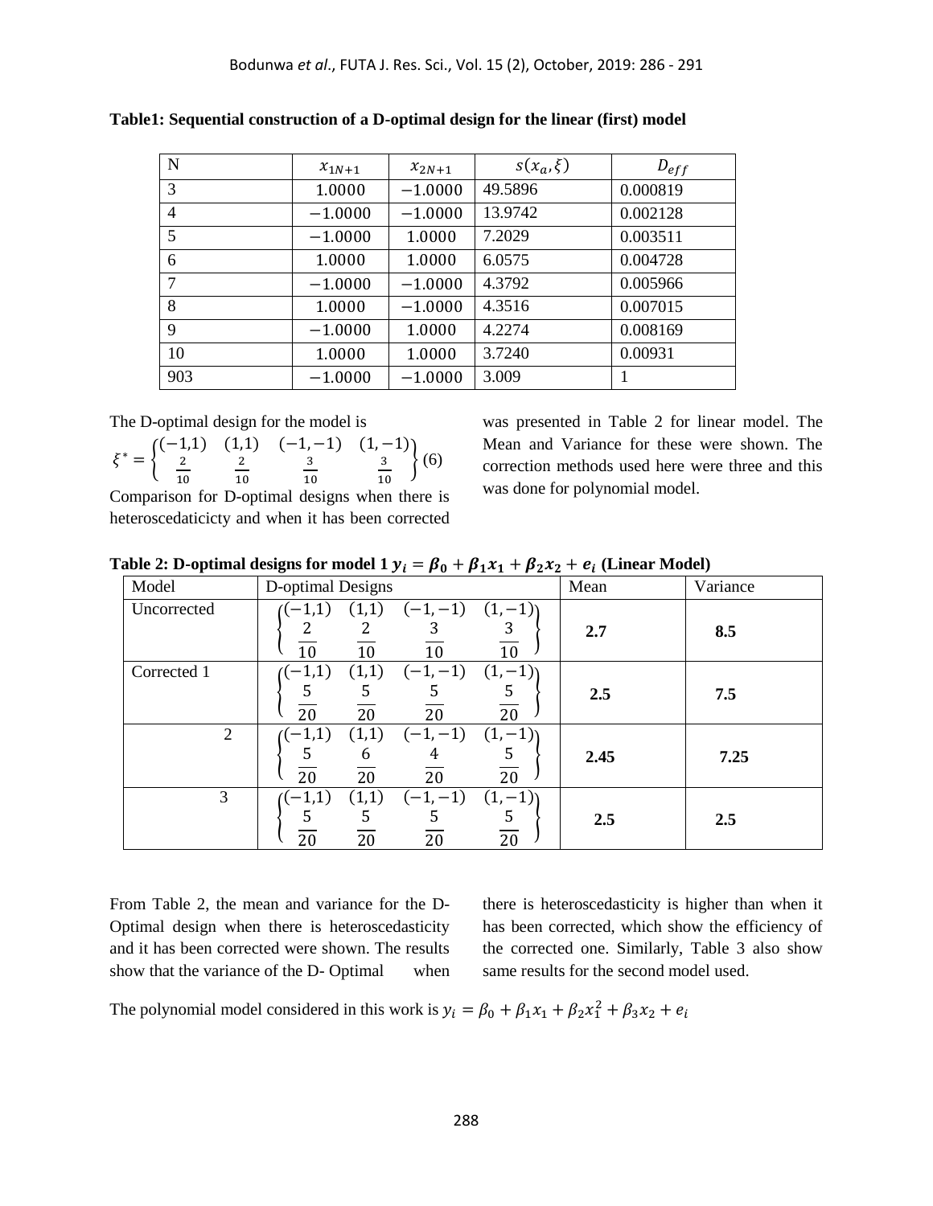**Table1: Sequential construction of a D-optimal design for the linear (first) model**

| N | $x_{1N+1}$ | $x_{2N+1}$ | $s(x_a,\xi)$ | $D_{eff}$ |
|---|---|---|---|---|
| 3 | 1.0000 | −1.0000 | 49.5896 | 0.000819 |
| 4 | −1.0000 | −1.0000 | 13.9742 | 0.002128 |
| 5 | −1.0000 | 1.0000 | 7.2029 | 0.003511 |
| 6 | 1.0000 | 1.0000 | 6.0575 | 0.004728 |
| 7 | −1.0000 | −1.0000 | 4.3792 | 0.005966 |
| 8 | 1.0000 | −1.0000 | 4.3516 | 0.007015 |
| 9 | −1.0000 | 1.0000 | 4.2274 | 0.008169 |
| 10 | 1.0000 | 1.0000 | 3.7240 | 0.00931 |
| 903 | −1.0000 | −1.0000 | 3.009 | 1 |

The D-optimal design for the model is

$$\xi^* = \begin{Bmatrix} (-1,1) & (1,1) & (-1,-1) & (1,-1) \\ \frac{2}{10} & \frac{2}{10} & \frac{3}{10} & \frac{3}{10} \end{Bmatrix} \quad (6)$$

Comparison for D-optimal designs when there is heteroscedaticicty and when it has been corrected was presented in Table 2 for linear model. The Mean and Variance for these were shown. The correction methods used here were three and this was done for polynomial model.

**Table 2: D-optimal designs for model 1 $y_i = \beta_0 + \beta_1 x_1 + \beta_2 x_2 + e_i$ (Linear Model)**

| Model | D-optimal Designs | Mean | Variance |
|---|---|---|---|
| Uncorrected | $\begin{Bmatrix} (-1,1) & (1,1) & (-1,-1) & (1,-1) \\ \frac{2}{10} & \frac{2}{10} & \frac{3}{10} & \frac{3}{10} \end{Bmatrix}$ | **2.7** | **8.5** |
| Corrected 1 | $\begin{Bmatrix} (-1,1) & (1,1) & (-1,-1) & (1,-1) \\ \frac{5}{20} & \frac{5}{20} & \frac{5}{20} & \frac{5}{20} \end{Bmatrix}$ | **2.5** | **7.5** |
| 2 | $\begin{Bmatrix} (-1,1) & (1,1) & (-1,-1) & (1,-1) \\ \frac{5}{20} & \frac{6}{20} & \frac{4}{20} & \frac{5}{20} \end{Bmatrix}$ | **2.45** | **7.25** |
| 3 | $\begin{Bmatrix} (-1,1) & (1,1) & (-1,-1) & (1,-1) \\ \frac{5}{20} & \frac{5}{20} & \frac{5}{20} & \frac{5}{20} \end{Bmatrix}$ | **2.5** | **2.5** |

From Table 2, the mean and variance for the D-Optimal design when there is heteroscedasticity and it has been corrected were shown. The results show that the variance of the D- Optimal when there is heteroscedasticity is higher than when it has been corrected, which show the efficiency of the corrected one. Similarly, Table 3 also show same results for the second model used.

The polynomial model considered in this work is $y_i = \beta_0 + \beta_1 x_1 + \beta_2 x_1^2 + \beta_3 x_2 + e_i$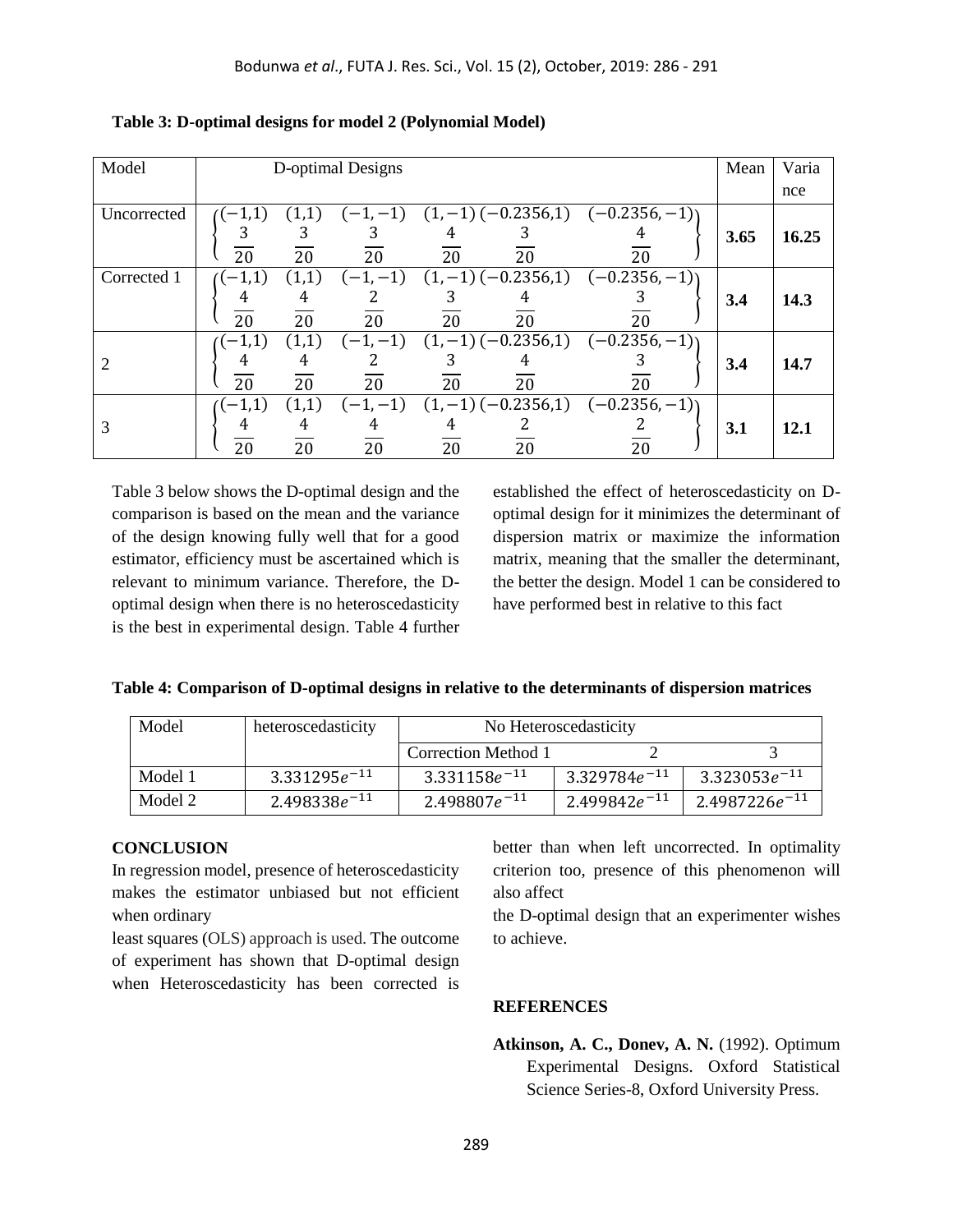**Table 3: D-optimal designs for model 2 (Polynomial Model)**

| Model | D-optimal Designs | Mean | Variance |
|---|---|---|---|
| Uncorrected | $\begin{Bmatrix} (-1,1) & (1,1) & (-1,-1) & (1,-1) & (-0.2356,1) & (-0.2356,-1) \\ \frac{3}{20} & \frac{3}{20} & \frac{3}{20} & \frac{4}{20} & \frac{3}{20} & \frac{4}{20} \end{Bmatrix}$ | **3.65** | **16.25** |
| Corrected 1 | $\begin{Bmatrix} (-1,1) & (1,1) & (-1,-1) & (1,-1) & (-0.2356,1) & (-0.2356,-1) \\ \frac{4}{20} & \frac{4}{20} & \frac{2}{20} & \frac{3}{20} & \frac{4}{20} & \frac{3}{20} \end{Bmatrix}$ | **3.4** | **14.3** |
| 2 | $\begin{Bmatrix} (-1,1) & (1,1) & (-1,-1) & (1,-1) & (-0.2356,1) & (-0.2356,-1) \\ \frac{4}{20} & \frac{4}{20} & \frac{2}{20} & \frac{3}{20} & \frac{4}{20} & \frac{3}{20} \end{Bmatrix}$ | **3.4** | **14.7** |
| 3 | $\begin{Bmatrix} (-1,1) & (1,1) & (-1,-1) & (1,-1) & (-0.2356,1) & (-0.2356,-1) \\ \frac{4}{20} & \frac{4}{20} & \frac{4}{20} & \frac{4}{20} & \frac{2}{20} & \frac{2}{20} \end{Bmatrix}$ | **3.1** | **12.1** |

Table 3 below shows the D-optimal design and the comparison is based on the mean and the variance of the design knowing fully well that for a good estimator, efficiency must be ascertained which is relevant to minimum variance. Therefore, the D-optimal design when there is no heteroscedasticity is the best in experimental design. Table 4 further established the effect of heteroscedasticity on D-optimal design for it minimizes the determinant of dispersion matrix or maximize the information matrix, meaning that the smaller the determinant, the better the design. Model 1 can be considered to have performed best in relative to this fact

**Table 4: Comparison of D-optimal designs in relative to the determinants of dispersion matrices**

| Model | heteroscedasticity | No Heteroscedasticity | | |
|---|---|---|---|---|
| | | Correction Method 1 | 2 | 3 |
| Model 1 | $3.331295e^{-11}$ | $3.331158e^{-11}$ | $3.329784e^{-11}$ | $3.323053e^{-11}$ |
| Model 2 | $2.498338e^{-11}$ | $2.498807e^{-11}$ | $2.499842e^{-11}$ | $2.4987226e^{-11}$ |

## CONCLUSION

In regression model, presence of heteroscedasticity makes the estimator unbiased but not efficient when ordinary least squares (OLS) approach is used. The outcome of experiment has shown that D-optimal design when Heteroscedasticity has been corrected is better than when left uncorrected. In optimality criterion too, presence of this phenomenon will also affect the D-optimal design that an experimenter wishes to achieve.

## REFERENCES

**Atkinson, A. C., Donev, A. N.** (1992). Optimum Experimental Designs. Oxford Statistical Science Series-8, Oxford University Press.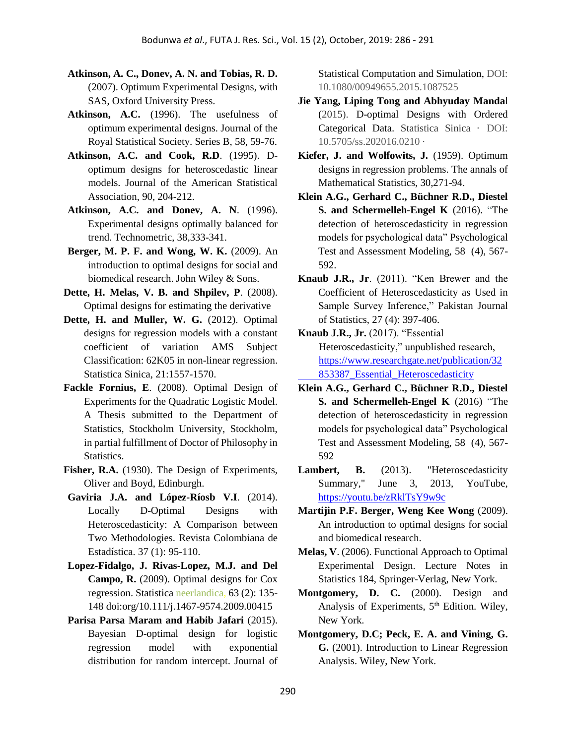**Atkinson, A. C., Donev, A. N. and Tobias, R. D.** (2007). Optimum Experimental Designs, with SAS, Oxford University Press.

**Atkinson, A.C.** (1996). The usefulness of optimum experimental designs. Journal of the Royal Statistical Society. Series B, 58, 59-76.

**Atkinson, A.C. and Cook, R.D**. (1995). D-optimum designs for heteroscedastic linear models. Journal of the American Statistical Association, 90, 204-212.

**Atkinson, A.C. and Donev, A. N**. (1996). Experimental designs optimally balanced for trend. Technometric, 38,333-341.

**Berger, M. P. F. and Wong, W. K.** (2009). An introduction to optimal designs for social and biomedical research. John Wiley & Sons.

**Dette, H. Melas, V. B. and Shpilev, P**. (2008). Optimal designs for estimating the derivative

**Dette, H. and Muller, W. G.** (2012). Optimal designs for regression models with a constant coefficient of variation AMS Subject Classification: 62K05 in non-linear regression. Statistica Sinica, 21:1557-1570.

**Fackle Fornius, E**. (2008). Optimal Design of Experiments for the Quadratic Logistic Model. A Thesis submitted to the Department of Statistics, Stockholm University, Stockholm, in partial fulfillment of Doctor of Philosophy in Statistics.

**Fisher, R.A.** (1930). The Design of Experiments, Oliver and Boyd, Edinburgh.

**Gaviria J.A. and López-Ríosb V.I**. (2014). Locally D-Optimal Designs with Heteroscedasticity: A Comparison between Two Methodologies. Revista Colombiana de Estadística. 37 (1): 95-110.

**Lopez-Fidalgo, J. Rivas-Lopez, M.J. and Del Campo, R.** (2009). Optimal designs for Cox regression. Statistica neerlandica, 63 (2): 135-148 doi:org/10.111/j.1467-9574.2009.00415

**Parisa Parsa Maram and Habib Jafari** (2015). Bayesian D-optimal design for logistic regression model with exponential distribution for random intercept. Journal of Statistical Computation and Simulation, DOI: 10.1080/00949655.2015.1087525

**Jie Yang, Liping Tong and Abhyuday Mandal** (2015). D-optimal Designs with Ordered Categorical Data. Statistica Sinica · DOI: 10.5705/ss.202016.0210 ·

**Kiefer, J. and Wolfowits, J.** (1959). Optimum designs in regression problems. The annals of Mathematical Statistics, 30,271-94.

**Klein A.G., Gerhard C., Büchner R.D., Diestel S. and Schermelleh-Engel K** (2016). "The detection of heteroscedasticity in regression models for psychological data" Psychological Test and Assessment Modeling, 58 (4), 567-592.

**Knaub J.R., Jr**. (2011). "Ken Brewer and the Coefficient of Heteroscedasticity as Used in Sample Survey Inference," Pakistan Journal of Statistics, 27 (4): 397-406.

**Knaub J.R., Jr.** (2017). "Essential Heteroscedasticity," unpublished research, https://www.researchgate.net/publication/32853387_Essential_Heteroscedasticity

**Klein A.G., Gerhard C., Büchner R.D., Diestel S. and Schermelleh-Engel K** (2016) "The detection of heteroscedasticity in regression models for psychological data" Psychological Test and Assessment Modeling, 58 (4), 567-592

**Lambert, B.** (2013). "Heteroscedasticity Summary," June 3, 2013, YouTube, https://youtu.be/zRklTsY9w9c

**Martijin P.F. Berger, Weng Kee Wong** (2009). An introduction to optimal designs for social and biomedical research.

**Melas, V**. (2006). Functional Approach to Optimal Experimental Design. Lecture Notes in Statistics 184, Springer-Verlag, New York.

**Montgomery, D. C.** (2000). Design and Analysis of Experiments, 5th Edition. Wiley, New York.

**Montgomery, D.C; Peck, E. A. and Vining, G. G.** (2001). Introduction to Linear Regression Analysis. Wiley, New York.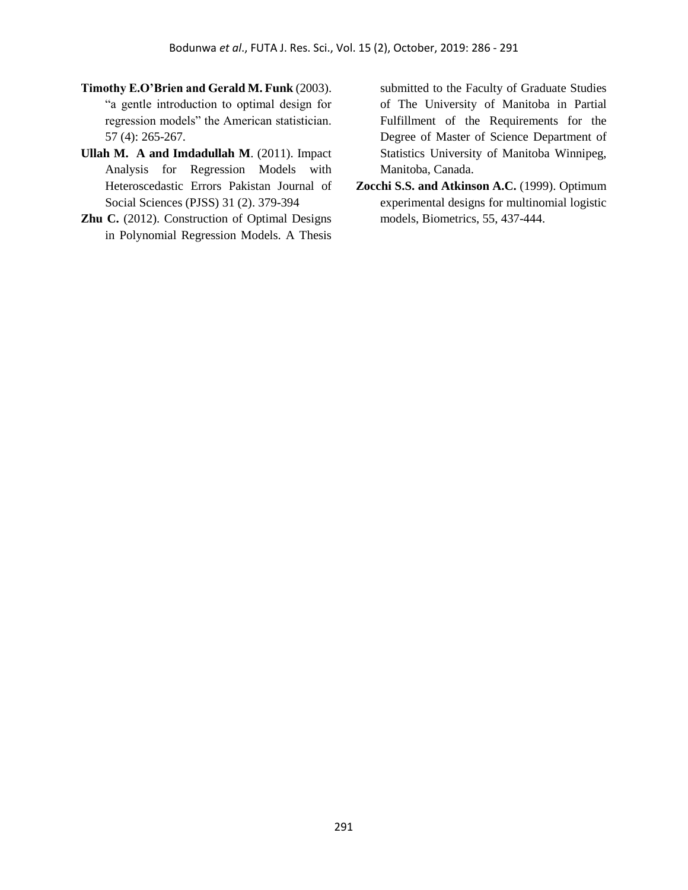**Timothy E.O'Brien and Gerald M. Funk** (2003). "a gentle introduction to optimal design for regression models" the American statistician. 57 (4): 265-267.

**Ullah M. A and Imdadullah M**. (2011). Impact Analysis for Regression Models with Heteroscedastic Errors Pakistan Journal of Social Sciences (PJSS) 31 (2). 379-394

**Zhu C.** (2012). Construction of Optimal Designs in Polynomial Regression Models. A Thesis submitted to the Faculty of Graduate Studies of The University of Manitoba in Partial Fulfillment of the Requirements for the Degree of Master of Science Department of Statistics University of Manitoba Winnipeg, Manitoba, Canada.

**Zocchi S.S. and Atkinson A.C.** (1999). Optimum experimental designs for multinomial logistic models, Biometrics, 55, 437-444.